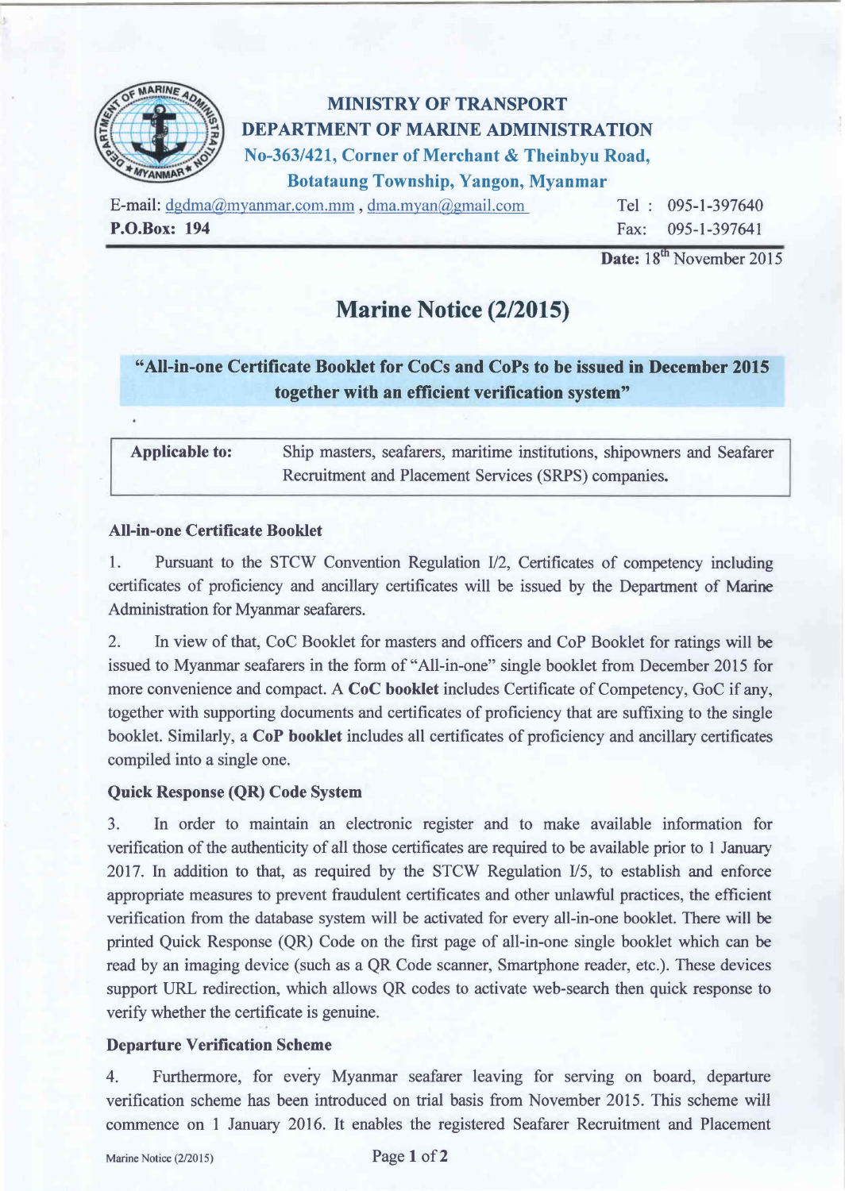**MINISTRY OF TRANSPORT**
**DEPARTMENT OF MARINE ADMINISTRATION**
**No-363/421, Corner of Merchant & Theinbyu Road,**
**Botataung Township, Yangon, Myanmar**

E-mail: dgdma@myanmar.com.mm , dma.myan@gmail.com Tel : 095-1-397640
**P.O.Box: 194** Fax: 095-1-397641

**Date:** 18th November 2015

# Marine Notice (2/2015)

**"All-in-one Certificate Booklet for CoCs and CoPs to be issued in December 2015 together with an efficient verification system"**

| **Applicable to:** | Ship masters, seafarers, maritime institutions, shipowners and Seafarer Recruitment and Placement Services (SRPS) companies. |
|---|---|

### All-in-one Certificate Booklet

1. Pursuant to the STCW Convention Regulation I/2, Certificates of competency including certificates of proficiency and ancillary certificates will be issued by the Department of Marine Administration for Myanmar seafarers.

2. In view of that, CoC Booklet for masters and officers and CoP Booklet for ratings will be issued to Myanmar seafarers in the form of "All-in-one" single booklet from December 2015 for more convenience and compact. A **CoC booklet** includes Certificate of Competency, GoC if any, together with supporting documents and certificates of proficiency that are suffixing to the single booklet. Similarly, a **CoP booklet** includes all certificates of proficiency and ancillary certificates compiled into a single one.

### Quick Response (QR) Code System

3. In order to maintain an electronic register and to make available information for verification of the authenticity of all those certificates are required to be available prior to 1 January 2017. In addition to that, as required by the STCW Regulation I/5, to establish and enforce appropriate measures to prevent fraudulent certificates and other unlawful practices, the efficient verification from the database system will be activated for every all-in-one booklet. There will be printed Quick Response (QR) Code on the first page of all-in-one single booklet which can be read by an imaging device (such as a QR Code scanner, Smartphone reader, etc.). These devices support URL redirection, which allows QR codes to activate web-search then quick response to verify whether the certificate is genuine.

### Departure Verification Scheme

4. Furthermore, for every Myanmar seafarer leaving for serving on board, departure verification scheme has been introduced on trial basis from November 2015. This scheme will commence on 1 January 2016. It enables the registered Seafarer Recruitment and Placement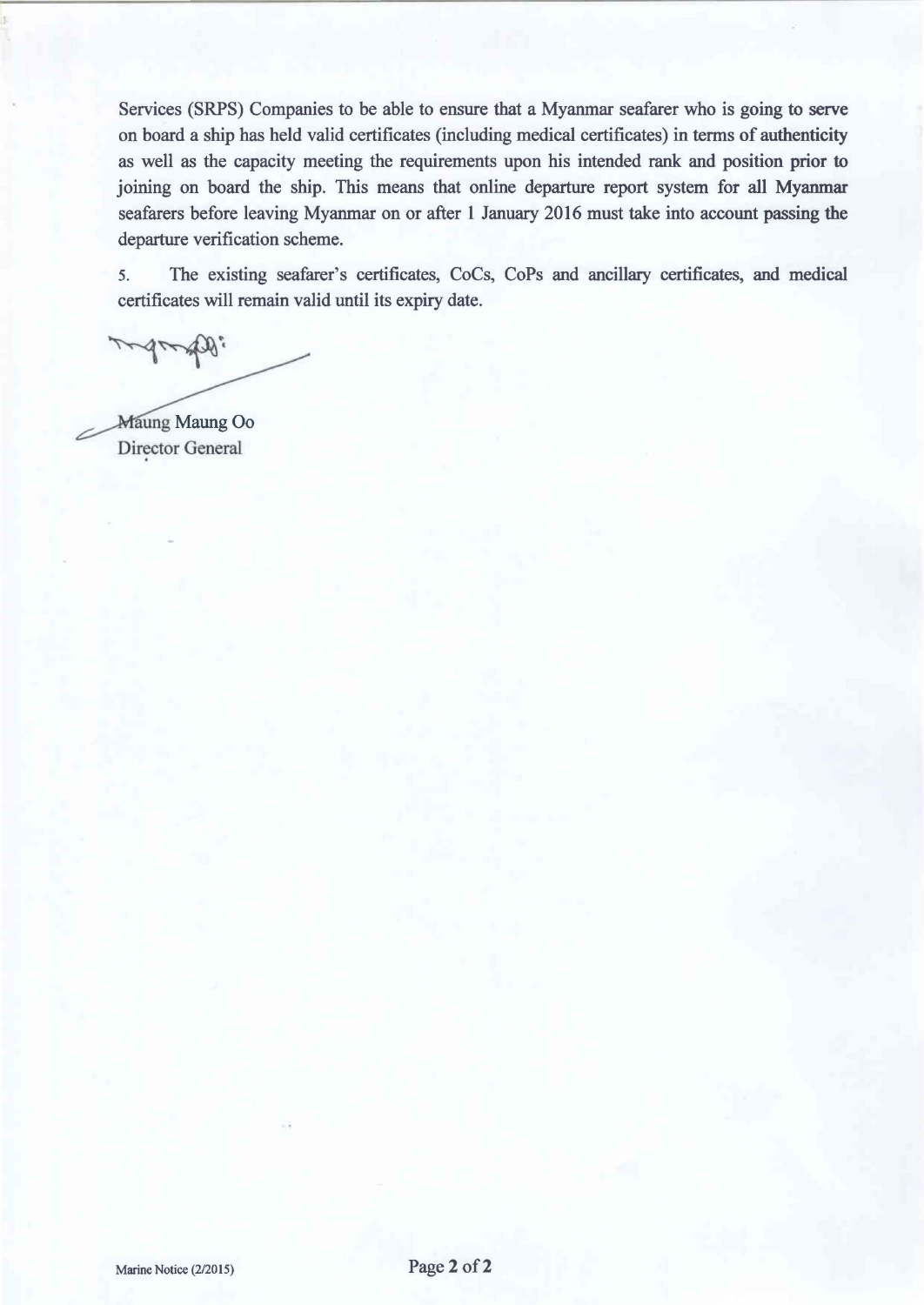Services (SRPS) Companies to be able to ensure that a Myanmar seafarer who is going to serve on board a ship has held valid certificates (including medical certificates) in terms of authenticity as well as the capacity meeting the requirements upon his intended rank and position prior to joining on board the ship. This means that online departure report system for all Myanmar seafarers before leaving Myanmar on or after 1 January 2016 must take into account passing the departure verification scheme.

5. The existing seafarer's certificates, CoCs, CoPs and ancillary certificates, and medical certificates will remain valid until its expiry date.

Maung Maung Oo
Director General

Marine Notice (2/2015)